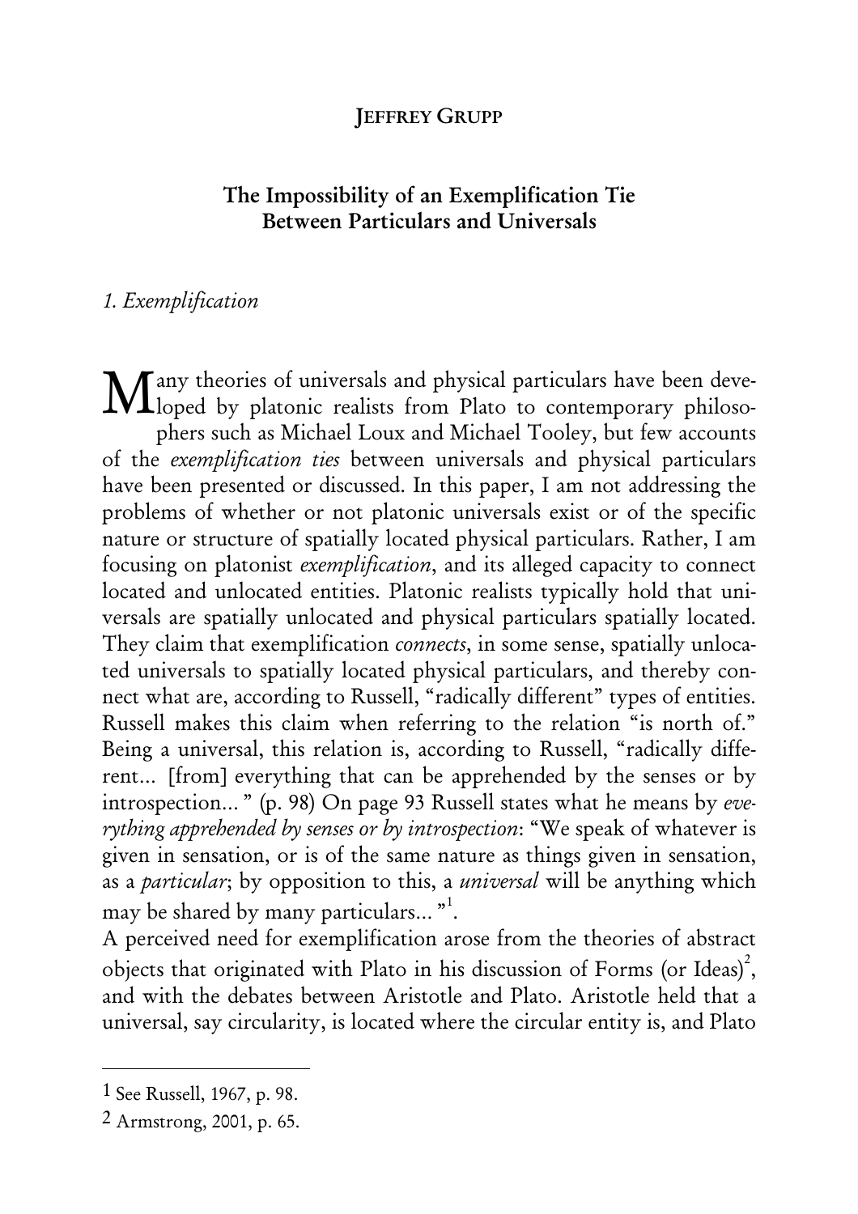JEFFREY GRUPP

# The Impossibility of an Exemplification Tie Between Particulars and Universals

## *1. Exemplification*

Many theories of universals and physical particulars have been developed by platonic realists from Plato to contemporary philosophers such as Michael Loux and Michael Tooley, but few accounts of the *exemplification ties* between universals and physical particulars have been presented or discussed. In this paper, I am not addressing the problems of whether or not platonic universals exist or of the specific nature or structure of spatially located physical particulars. Rather, I am focusing on platonist *exemplification*, and its alleged capacity to connect located and unlocated entities. Platonic realists typically hold that universals are spatially unlocated and physical particulars spatially located. They claim that exemplification *connects*, in some sense, spatially unlocated universals to spatially located physical particulars, and thereby connect what are, according to Russell, "radically different" types of entities. Russell makes this claim when referring to the relation "is north of." Being a universal, this relation is, according to Russell, "radically different... [from] everything that can be apprehended by the senses or by introspection... " (p. 98) On page 93 Russell states what he means by *everything apprehended by senses or by introspection*: "We speak of whatever is given in sensation, or is of the same nature as things given in sensation, as a *particular*; by opposition to this, a *universal* will be anything which may be shared by many particulars... "[1].

A perceived need for exemplification arose from the theories of abstract objects that originated with Plato in his discussion of Forms (or Ideas)[2], and with the debates between Aristotle and Plato. Aristotle held that a universal, say circularity, is located where the circular entity is, and Plato

---

1 See Russell, 1967, p. 98.

2 Armstrong, 2001, p. 65.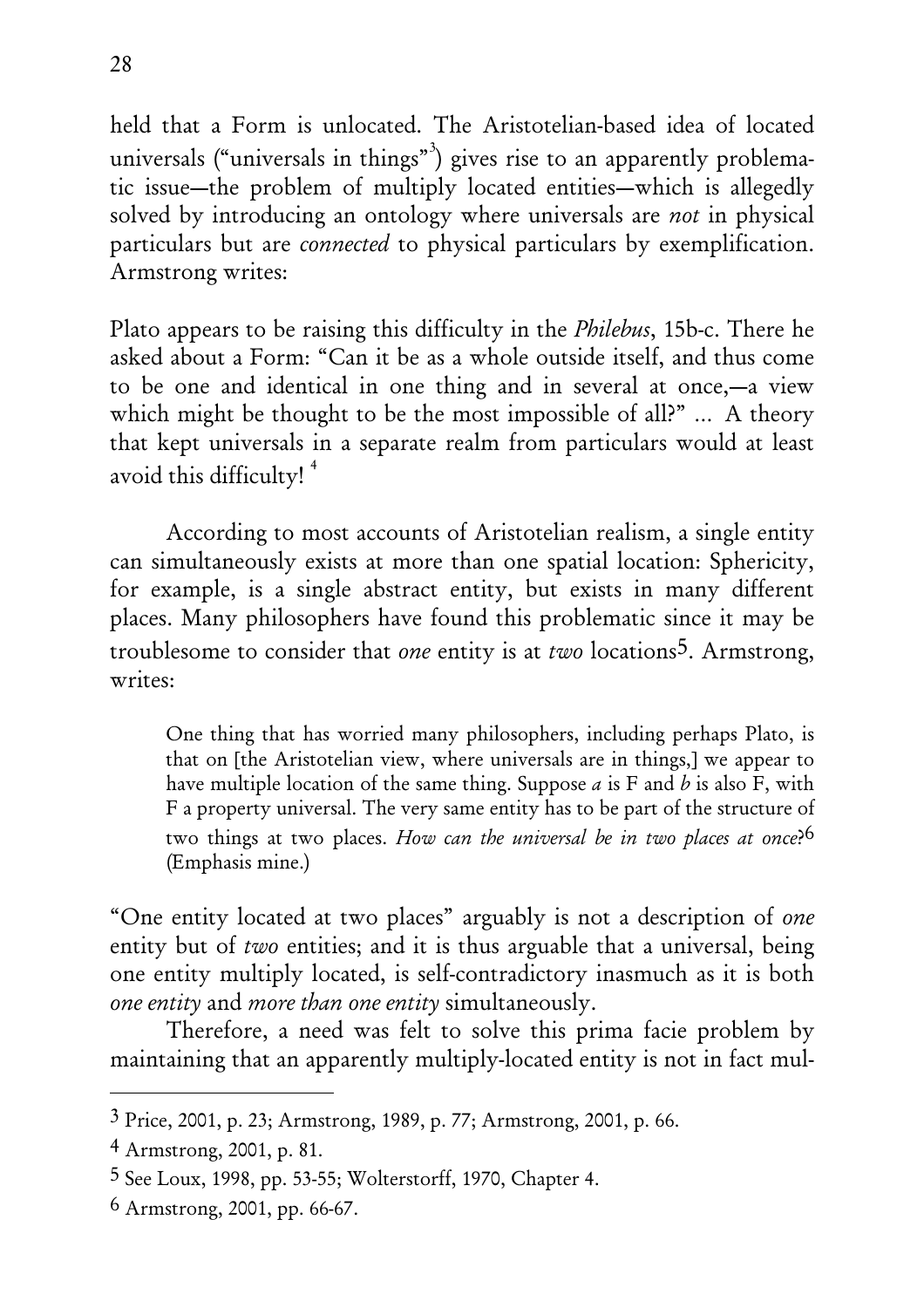held that a Form is unlocated. The Aristotelian-based idea of located universals ("universals in things"[3]) gives rise to an apparently problematic issue—the problem of multiply located entities—which is allegedly solved by introducing an ontology where universals are *not* in physical particulars but are *connected* to physical particulars by exemplification. Armstrong writes:

Plato appears to be raising this difficulty in the *Philebus*, 15b-c. There he asked about a Form: "Can it be as a whole outside itself, and thus come to be one and identical in one thing and in several at once,—a view which might be thought to be the most impossible of all?" ... A theory that kept universals in a separate realm from particulars would at least avoid this difficulty! [4]

According to most accounts of Aristotelian realism, a single entity can simultaneously exists at more than one spatial location: Sphericity, for example, is a single abstract entity, but exists in many different places. Many philosophers have found this problematic since it may be troublesome to consider that *one* entity is at *two* locations[5]. Armstrong, writes:

> One thing that has worried many philosophers, including perhaps Plato, is that on [the Aristotelian view, where universals are in things,] we appear to have multiple location of the same thing. Suppose *a* is F and *b* is also F, with F a property universal. The very same entity has to be part of the structure of two things at two places. *How can the universal be in two places at once*?[6] (Emphasis mine.)

"One entity located at two places" arguably is not a description of *one* entity but of *two* entities; and it is thus arguable that a universal, being one entity multiply located, is self-contradictory inasmuch as it is both *one entity* and *more than one entity* simultaneously.

Therefore, a need was felt to solve this prima facie problem by maintaining that an apparently multiply-located entity is not in fact mul-

---

[3] Price, 2001, p. 23; Armstrong, 1989, p. 77; Armstrong, 2001, p. 66.

[4] Armstrong, 2001, p. 81.

[5] See Loux, 1998, pp. 53-55; Wolterstorff, 1970, Chapter 4.

[6] Armstrong, 2001, pp. 66-67.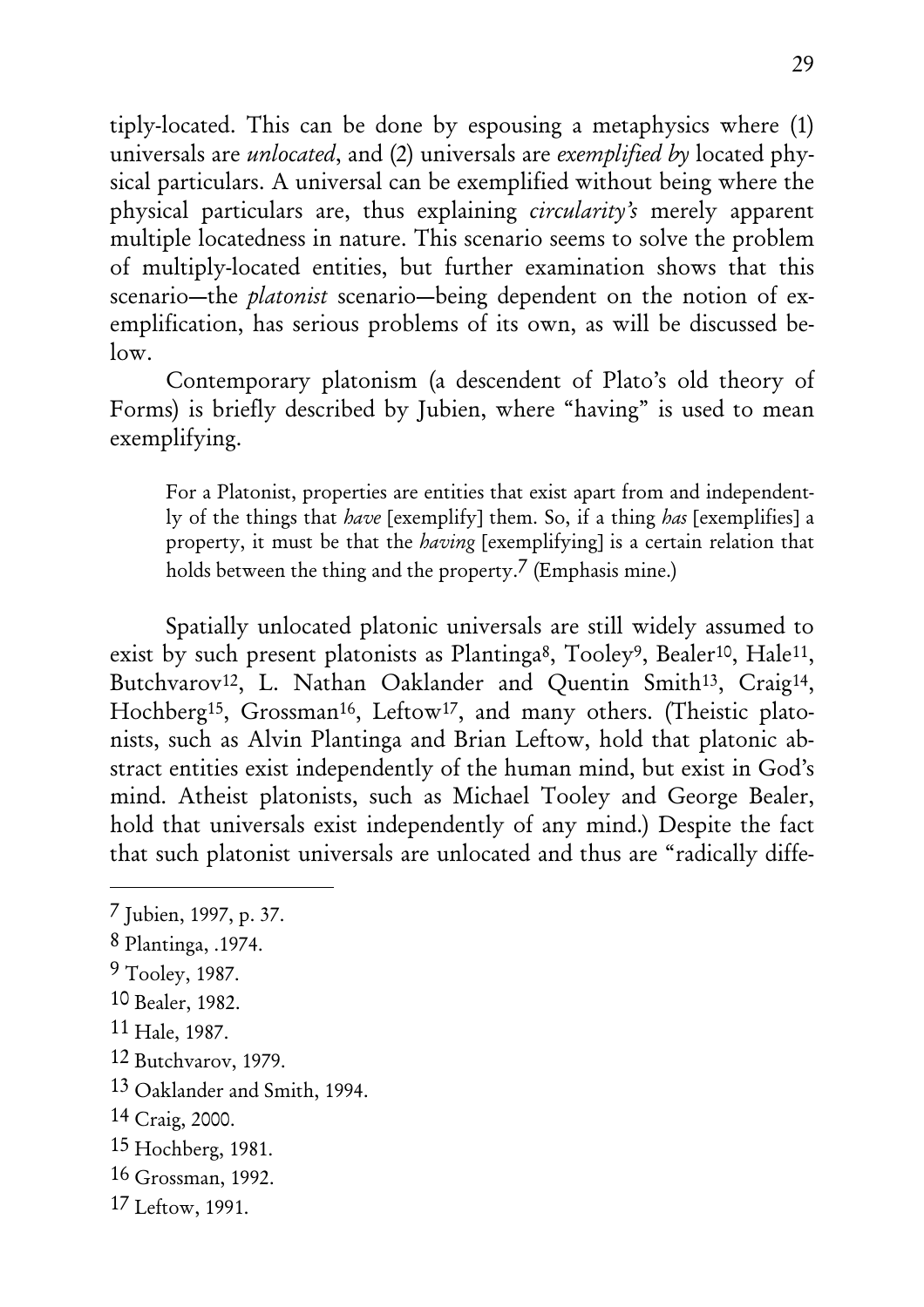tiply-located. This can be done by espousing a metaphysics where (1) universals are *unlocated*, and (2) universals are *exemplified by* located physical particulars. A universal can be exemplified without being where the physical particulars are, thus explaining *circularity's* merely apparent multiple locatedness in nature. This scenario seems to solve the problem of multiply-located entities, but further examination shows that this scenario—the *platonist* scenario—being dependent on the notion of exemplification, has serious problems of its own, as will be discussed below.

Contemporary platonism (a descendent of Plato's old theory of Forms) is briefly described by Jubien, where "having" is used to mean exemplifying.

> For a Platonist, properties are entities that exist apart from and independently of the things that *have* [exemplify] them. So, if a thing *has* [exemplifies] a property, it must be that the *having* [exemplifying] is a certain relation that holds between the thing and the property.[7] (Emphasis mine.)

Spatially unlocated platonic universals are still widely assumed to exist by such present platonists as Plantinga[8], Tooley[9], Bealer[10], Hale[11], Butchvarov[12], L. Nathan Oaklander and Quentin Smith[13], Craig[14], Hochberg[15], Grossman[16], Leftow[17], and many others. (Theistic platonists, such as Alvin Plantinga and Brian Leftow, hold that platonic abstract entities exist independently of the human mind, but exist in God's mind. Atheist platonists, such as Michael Tooley and George Bealer, hold that universals exist independently of any mind.) Despite the fact that such platonist universals are unlocated and thus are "radically diffe-

---

[7] Jubien, 1997, p. 37.

[8] Plantinga, .1974.

[9] Tooley, 1987.

[10] Bealer, 1982.

[11] Hale, 1987.

[12] Butchvarov, 1979.

[13] Oaklander and Smith, 1994.

[14] Craig, 2000.

[15] Hochberg, 1981.

[16] Grossman, 1992.

[17] Leftow, 1991.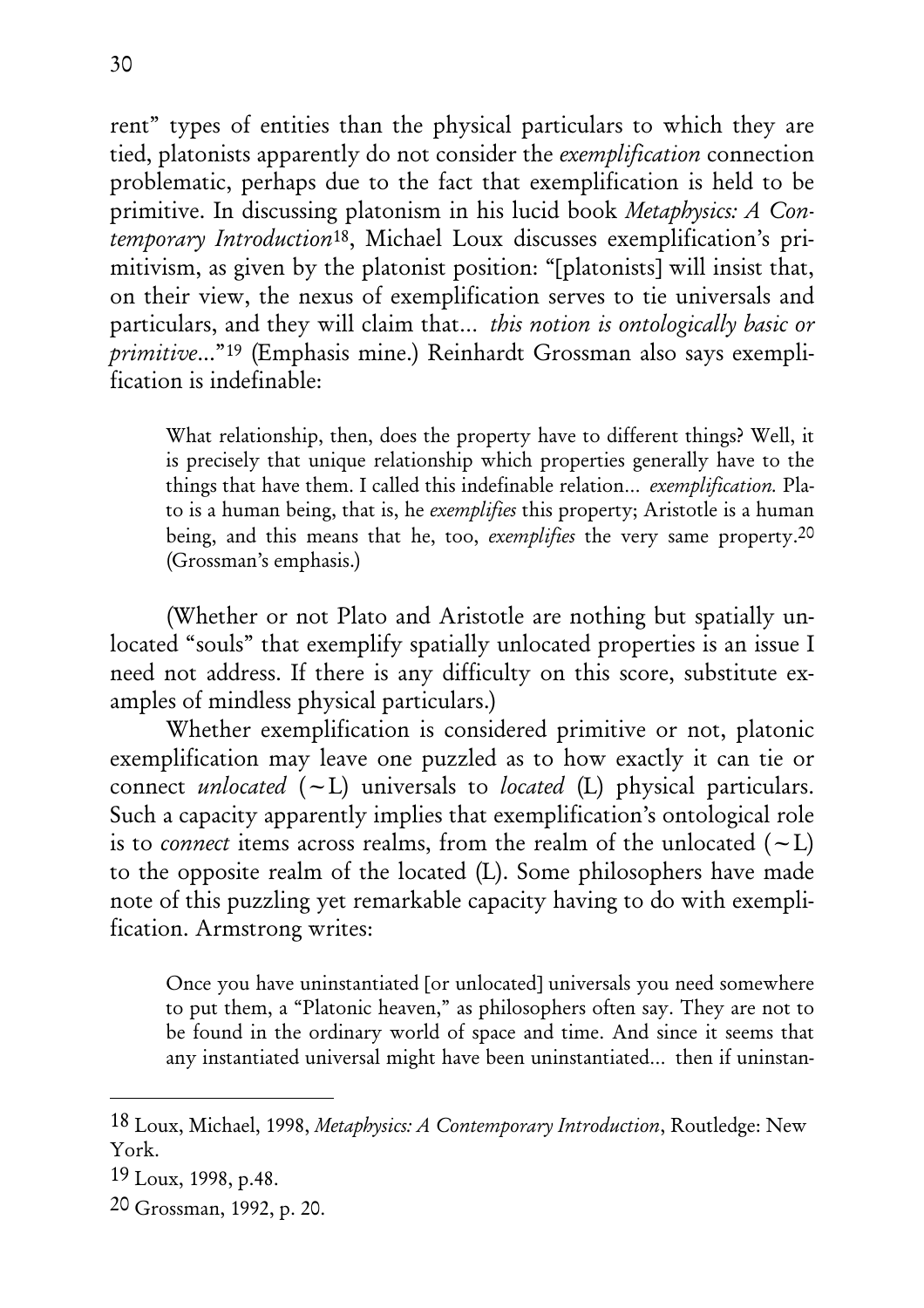rent" types of entities than the physical particulars to which they are tied, platonists apparently do not consider the *exemplification* connection problematic, perhaps due to the fact that exemplification is held to be primitive. In discussing platonism in his lucid book *Metaphysics: A Contemporary Introduction*[18], Michael Loux discusses exemplification's primitivism, as given by the platonist position: "[platonists] will insist that, on their view, the nexus of exemplification serves to tie universals and particulars, and they will claim that... *this notion is ontologically basic or primitive*..."[19] (Emphasis mine.) Reinhardt Grossman also says exemplification is indefinable:

> What relationship, then, does the property have to different things? Well, it is precisely that unique relationship which properties generally have to the things that have them. I called this indefinable relation... *exemplification.* Plato is a human being, that is, he *exemplifies* this property; Aristotle is a human being, and this means that he, too, *exemplifies* the very same property.[20] (Grossman's emphasis.)

(Whether or not Plato and Aristotle are nothing but spatially unlocated "souls" that exemplify spatially unlocated properties is an issue I need not address. If there is any difficulty on this score, substitute examples of mindless physical particulars.)

Whether exemplification is considered primitive or not, platonic exemplification may leave one puzzled as to how exactly it can tie or connect *unlocated* (~L) universals to *located* (L) physical particulars. Such a capacity apparently implies that exemplification's ontological role is to *connect* items across realms, from the realm of the unlocated (~L) to the opposite realm of the located (L). Some philosophers have made note of this puzzling yet remarkable capacity having to do with exemplification. Armstrong writes:

> Once you have uninstantiated [or unlocated] universals you need somewhere to put them, a "Platonic heaven," as philosophers often say. They are not to be found in the ordinary world of space and time. And since it seems that any instantiated universal might have been uninstantiated... then if uninstan-

---

[18] Loux, Michael, 1998, *Metaphysics: A Contemporary Introduction*, Routledge: New York.

[19] Loux, 1998, p.48.

[20] Grossman, 1992, p. 20.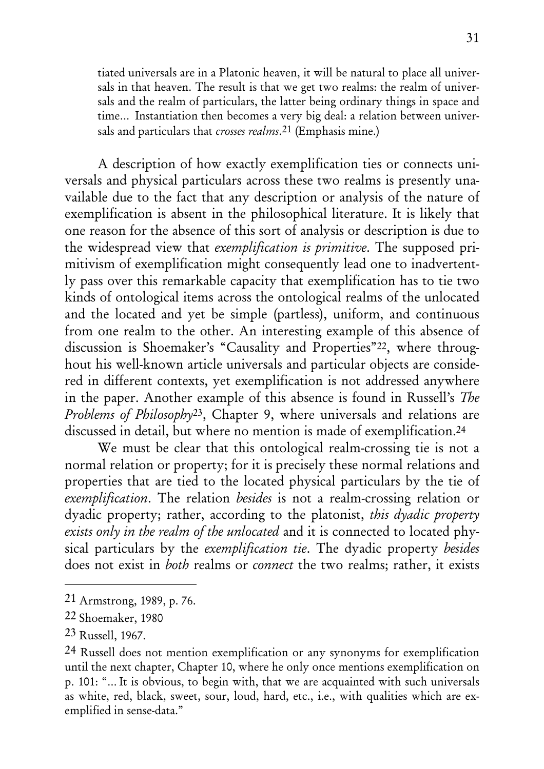tiated universals are in a Platonic heaven, it will be natural to place all universals in that heaven. The result is that we get two realms: the realm of universals and the realm of particulars, the latter being ordinary things in space and time... Instantiation then becomes a very big deal: a relation between universals and particulars that *crosses realms*.[21] (Emphasis mine.)

A description of how exactly exemplification ties or connects universals and physical particulars across these two realms is presently unavailable due to the fact that any description or analysis of the nature of exemplification is absent in the philosophical literature. It is likely that one reason for the absence of this sort of analysis or description is due to the widespread view that *exemplification is primitive*. The supposed primitivism of exemplification might consequently lead one to inadvertently pass over this remarkable capacity that exemplification has to tie two kinds of ontological items across the ontological realms of the unlocated and the located and yet be simple (partless), uniform, and continuous from one realm to the other. An interesting example of this absence of discussion is Shoemaker's "Causality and Properties"[22], where throughout his well-known article universals and particular objects are considered in different contexts, yet exemplification is not addressed anywhere in the paper. Another example of this absence is found in Russell's *The Problems of Philosophy*[23], Chapter 9, where universals and relations are discussed in detail, but where no mention is made of exemplification.[24]

We must be clear that this ontological realm-crossing tie is not a normal relation or property; for it is precisely these normal relations and properties that are tied to the located physical particulars by the tie of *exemplification*. The relation *besides* is not a realm-crossing relation or dyadic property; rather, according to the platonist, *this dyadic property exists only in the realm of the unlocated* and it is connected to located physical particulars by the *exemplification tie*. The dyadic property *besides* does not exist in *both* realms or *connect* the two realms; rather, it exists

---

[21] Armstrong, 1989, p. 76.

[22] Shoemaker, 1980

[23] Russell, 1967.

[24] Russell does not mention exemplification or any synonyms for exemplification until the next chapter, Chapter 10, where he only once mentions exemplification on p. 101: "... It is obvious, to begin with, that we are acquainted with such universals as white, red, black, sweet, sour, loud, hard, etc., i.e., with qualities which are exemplified in sense-data."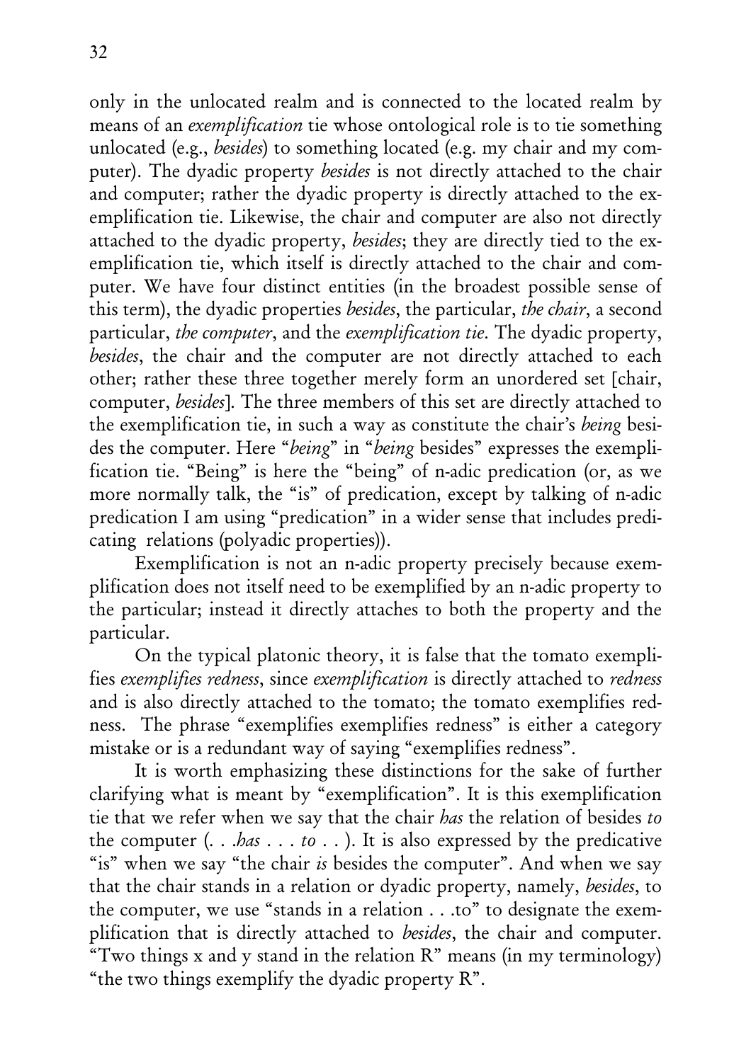only in the unlocated realm and is connected to the located realm by means of an *exemplification* tie whose ontological role is to tie something unlocated (e.g., *besides*) to something located (e.g. my chair and my computer). The dyadic property *besides* is not directly attached to the chair and computer; rather the dyadic property is directly attached to the exemplification tie. Likewise, the chair and computer are also not directly attached to the dyadic property, *besides*; they are directly tied to the exemplification tie, which itself is directly attached to the chair and computer. We have four distinct entities (in the broadest possible sense of this term), the dyadic properties *besides*, the particular, *the chair*, a second particular, *the computer*, and the *exemplification tie*. The dyadic property, *besides*, the chair and the computer are not directly attached to each other; rather these three together merely form an unordered set [chair, computer, *besides*]. The three members of this set are directly attached to the exemplification tie, in such a way as constitute the chair's *being* besides the computer. Here "*being*" in "*being* besides" expresses the exemplification tie. "Being" is here the "being" of n-adic predication (or, as we more normally talk, the "is" of predication, except by talking of n-adic predication I am using "predication" in a wider sense that includes predicating relations (polyadic properties)).

Exemplification is not an n-adic property precisely because exemplification does not itself need to be exemplified by an n-adic property to the particular; instead it directly attaches to both the property and the particular.

On the typical platonic theory, it is false that the tomato exemplifies *exemplifies redness*, since *exemplification* is directly attached to *redness* and is also directly attached to the tomato; the tomato exemplifies redness. The phrase "exemplifies exemplifies redness" is either a category mistake or is a redundant way of saying "exemplifies redness".

It is worth emphasizing these distinctions for the sake of further clarifying what is meant by "exemplification". It is this exemplification tie that we refer when we say that the chair *has* the relation of besides *to* the computer (. . .*has* . . . *to* . . ). It is also expressed by the predicative "is" when we say "the chair *is* besides the computer". And when we say that the chair stands in a relation or dyadic property, namely, *besides*, to the computer, we use "stands in a relation . . .to" to designate the exemplification that is directly attached to *besides*, the chair and computer. "Two things x and y stand in the relation R" means (in my terminology) "the two things exemplify the dyadic property R".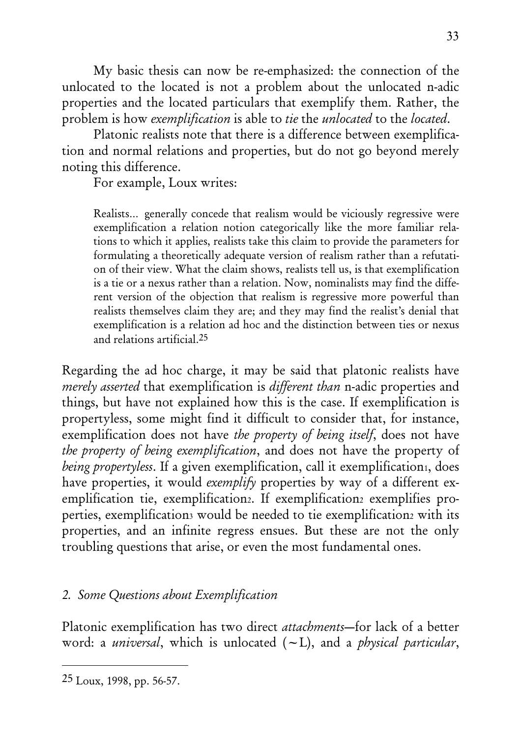My basic thesis can now be re-emphasized: the connection of the unlocated to the located is not a problem about the unlocated n-adic properties and the located particulars that exemplify them. Rather, the problem is how *exemplification* is able to *tie* the *unlocated* to the *located*.

Platonic realists note that there is a difference between exemplification and normal relations and properties, but do not go beyond merely noting this difference.

For example, Loux writes:

> Realists... generally concede that realism would be viciously regressive were exemplification a relation notion categorically like the more familiar relations to which it applies, realists take this claim to provide the parameters for formulating a theoretically adequate version of realism rather than a refutation of their view. What the claim shows, realists tell us, is that exemplification is a tie or a nexus rather than a relation. Now, nominalists may find the different version of the objection that realism is regressive more powerful than realists themselves claim they are; and they may find the realist's denial that exemplification is a relation ad hoc and the distinction between ties or nexus and relations artificial.[25]

Regarding the ad hoc charge, it may be said that platonic realists have *merely asserted* that exemplification is *different than* n-adic properties and things, but have not explained how this is the case. If exemplification is propertyless, some might find it difficult to consider that, for instance, exemplification does not have *the property of being itself*, does not have *the property of being exemplification*, and does not have the property of *being propertyless*. If a given exemplification, call it exemplification$_1$, does have properties, it would *exemplify* properties by way of a different exemplification tie, exemplification$_2$. If exemplification$_2$ exemplifies properties, exemplification$_3$ would be needed to tie exemplification$_2$ with its properties, and an infinite regress ensues. But these are not the only troubling questions that arise, or even the most fundamental ones.

## *2. Some Questions about Exemplification*

Platonic exemplification has two direct *attachments*—for lack of a better word: a *universal*, which is unlocated (~L), and a *physical particular*,

---

[25] Loux, 1998, pp. 56-57.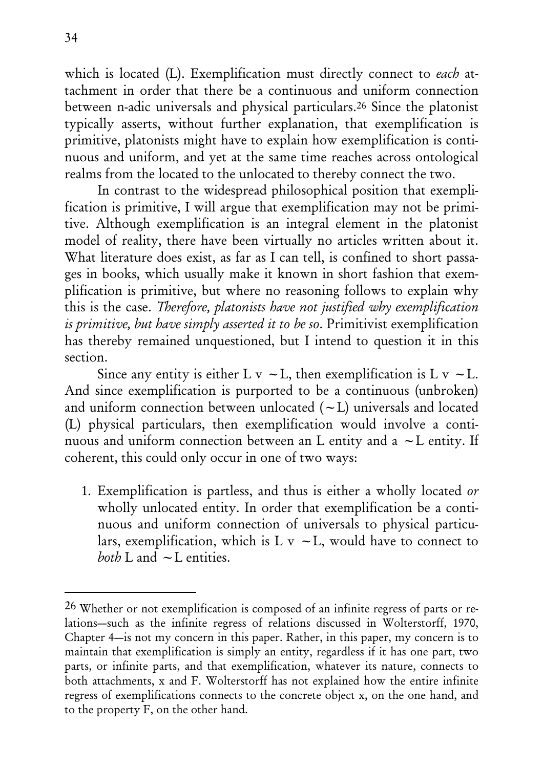which is located (L). Exemplification must directly connect to *each* attachment in order that there be a continuous and uniform connection between n-adic universals and physical particulars.[26] Since the platonist typically asserts, without further explanation, that exemplification is primitive, platonists might have to explain how exemplification is continuous and uniform, and yet at the same time reaches across ontological realms from the located to the unlocated to thereby connect the two.

In contrast to the widespread philosophical position that exemplification is primitive, I will argue that exemplification may not be primitive. Although exemplification is an integral element in the platonist model of reality, there have been virtually no articles written about it. What literature does exist, as far as I can tell, is confined to short passages in books, which usually make it known in short fashion that exemplification is primitive, but where no reasoning follows to explain why this is the case. *Therefore, platonists have not justified why exemplification is primitive, but have simply asserted it to be so*. Primitivist exemplification has thereby remained unquestioned, but I intend to question it in this section.

Since any entity is either L v ~L, then exemplification is L v ~L. And since exemplification is purported to be a continuous (unbroken) and uniform connection between unlocated (~L) universals and located (L) physical particulars, then exemplification would involve a continuous and uniform connection between an L entity and a ~L entity. If coherent, this could only occur in one of two ways:

1. Exemplification is partless, and thus is either a wholly located *or* wholly unlocated entity. In order that exemplification be a continuous and uniform connection of universals to physical particulars, exemplification, which is L v ~L, would have to connect to *both* L and ~L entities.

---

[26] Whether or not exemplification is composed of an infinite regress of parts or relations—such as the infinite regress of relations discussed in Wolterstorff, 1970, Chapter 4—is not my concern in this paper. Rather, in this paper, my concern is to maintain that exemplification is simply an entity, regardless if it has one part, two parts, or infinite parts, and that exemplification, whatever its nature, connects to both attachments, x and F. Wolterstorff has not explained how the entire infinite regress of exemplifications connects to the concrete object x, on the one hand, and to the property F, on the other hand.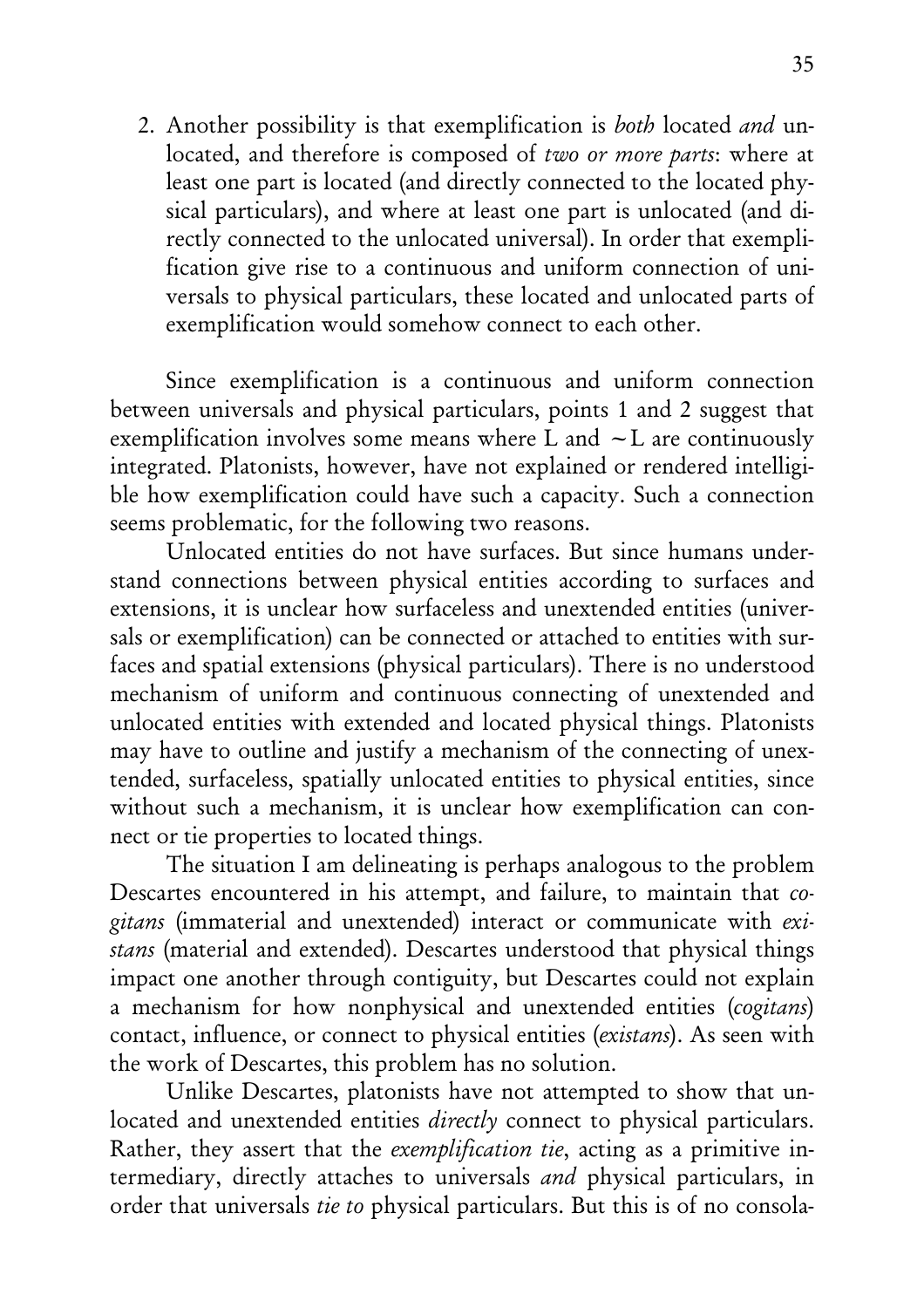2. Another possibility is that exemplification is *both* located *and* unlocated, and therefore is composed of *two or more parts*: where at least one part is located (and directly connected to the located physical particulars), and where at least one part is unlocated (and directly connected to the unlocated universal). In order that exemplification give rise to a continuous and uniform connection of universals to physical particulars, these located and unlocated parts of exemplification would somehow connect to each other.

Since exemplification is a continuous and uniform connection between universals and physical particulars, points 1 and 2 suggest that exemplification involves some means where L and ~L are continuously integrated. Platonists, however, have not explained or rendered intelligible how exemplification could have such a capacity. Such a connection seems problematic, for the following two reasons.

Unlocated entities do not have surfaces. But since humans understand connections between physical entities according to surfaces and extensions, it is unclear how surfaceless and unextended entities (universals or exemplification) can be connected or attached to entities with surfaces and spatial extensions (physical particulars). There is no understood mechanism of uniform and continuous connecting of unextended and unlocated entities with extended and located physical things. Platonists may have to outline and justify a mechanism of the connecting of unextended, surfaceless, spatially unlocated entities to physical entities, since without such a mechanism, it is unclear how exemplification can connect or tie properties to located things.

The situation I am delineating is perhaps analogous to the problem Descartes encountered in his attempt, and failure, to maintain that *cogitans* (immaterial and unextended) interact or communicate with *existans* (material and extended). Descartes understood that physical things impact one another through contiguity, but Descartes could not explain a mechanism for how nonphysical and unextended entities (*cogitans*) contact, influence, or connect to physical entities (*existans*). As seen with the work of Descartes, this problem has no solution.

Unlike Descartes, platonists have not attempted to show that unlocated and unextended entities *directly* connect to physical particulars. Rather, they assert that the *exemplification tie*, acting as a primitive intermediary, directly attaches to universals *and* physical particulars, in order that universals *tie to* physical particulars. But this is of no consola-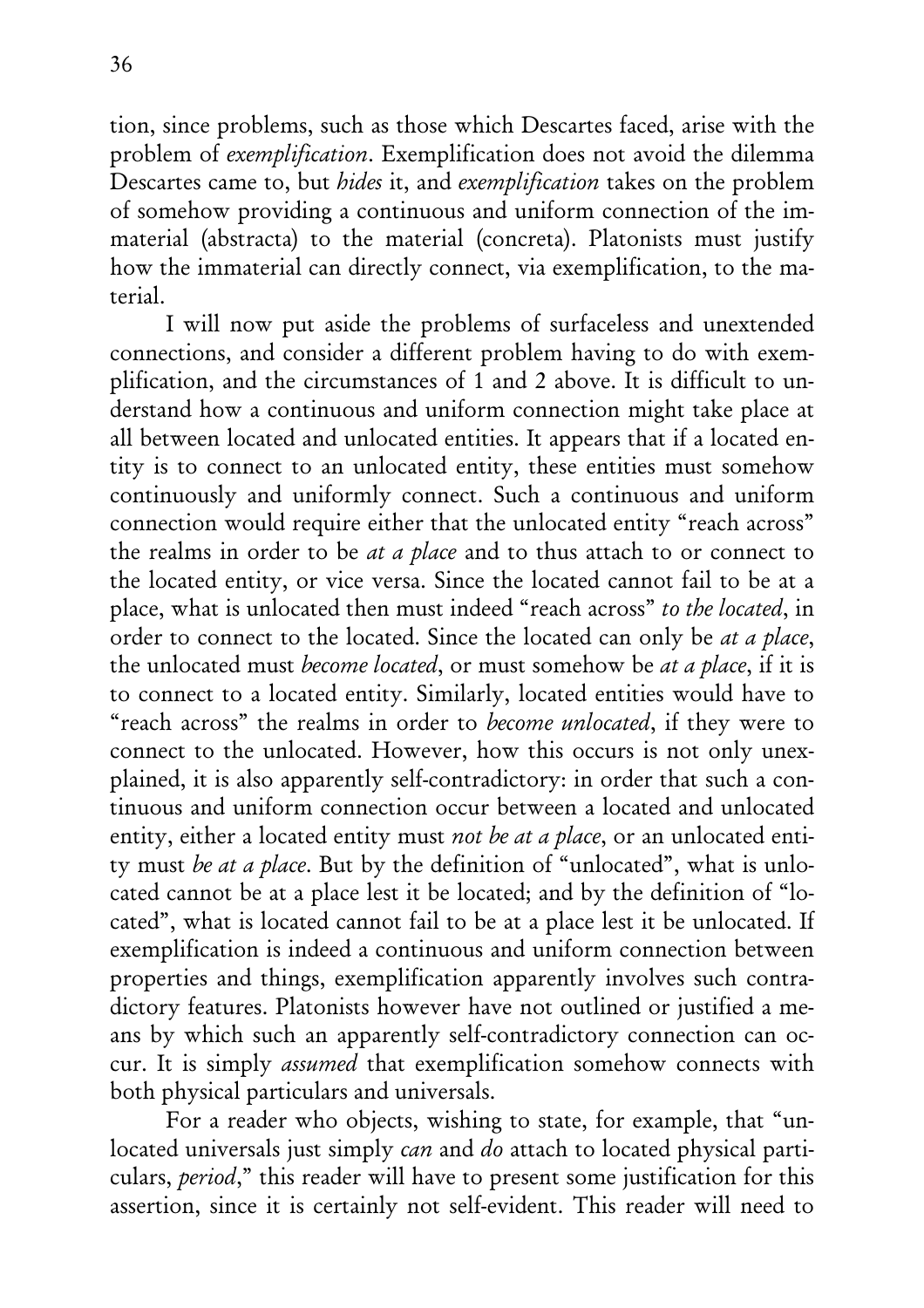tion, since problems, such as those which Descartes faced, arise with the problem of *exemplification*. Exemplification does not avoid the dilemma Descartes came to, but *hides* it, and *exemplification* takes on the problem of somehow providing a continuous and uniform connection of the immaterial (abstracta) to the material (concreta). Platonists must justify how the immaterial can directly connect, via exemplification, to the material.

I will now put aside the problems of surfaceless and unextended connections, and consider a different problem having to do with exemplification, and the circumstances of 1 and 2 above. It is difficult to understand how a continuous and uniform connection might take place at all between located and unlocated entities. It appears that if a located entity is to connect to an unlocated entity, these entities must somehow continuously and uniformly connect. Such a continuous and uniform connection would require either that the unlocated entity "reach across" the realms in order to be *at a place* and to thus attach to or connect to the located entity, or vice versa. Since the located cannot fail to be at a place, what is unlocated then must indeed "reach across" *to the located*, in order to connect to the located. Since the located can only be *at a place*, the unlocated must *become located*, or must somehow be *at a place*, if it is to connect to a located entity. Similarly, located entities would have to "reach across" the realms in order to *become unlocated*, if they were to connect to the unlocated. However, how this occurs is not only unexplained, it is also apparently self-contradictory: in order that such a continuous and uniform connection occur between a located and unlocated entity, either a located entity must *not be at a place*, or an unlocated entity must *be at a place*. But by the definition of "unlocated", what is unlocated cannot be at a place lest it be located; and by the definition of "located", what is located cannot fail to be at a place lest it be unlocated. If exemplification is indeed a continuous and uniform connection between properties and things, exemplification apparently involves such contradictory features. Platonists however have not outlined or justified a means by which such an apparently self-contradictory connection can occur. It is simply *assumed* that exemplification somehow connects with both physical particulars and universals.

For a reader who objects, wishing to state, for example, that "unlocated universals just simply *can* and *do* attach to located physical particulars, *period*," this reader will have to present some justification for this assertion, since it is certainly not self-evident. This reader will need to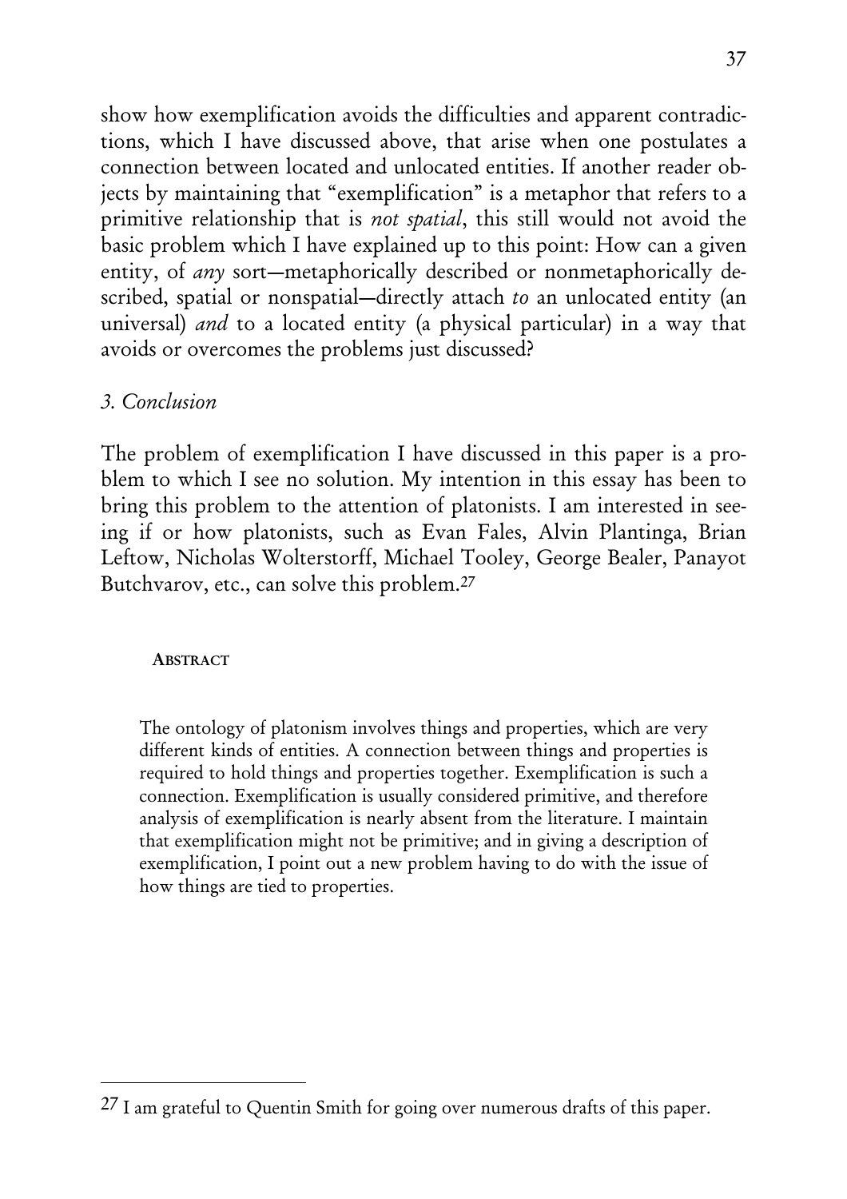show how exemplification avoids the difficulties and apparent contradictions, which I have discussed above, that arise when one postulates a connection between located and unlocated entities. If another reader objects by maintaining that "exemplification" is a metaphor that refers to a primitive relationship that is *not spatial*, this still would not avoid the basic problem which I have explained up to this point: How can a given entity, of *any* sort—metaphorically described or nonmetaphorically described, spatial or nonspatial—directly attach *to* an unlocated entity (an universal) *and* to a located entity (a physical particular) in a way that avoids or overcomes the problems just discussed?

## *3. Conclusion*

The problem of exemplification I have discussed in this paper is a problem to which I see no solution. My intention in this essay has been to bring this problem to the attention of platonists. I am interested in seeing if or how platonists, such as Evan Fales, Alvin Plantinga, Brian Leftow, Nicholas Wolterstorff, Michael Tooley, George Bealer, Panayot Butchvarov, etc., can solve this problem.[27]

### **Abstract**

The ontology of platonism involves things and properties, which are very different kinds of entities. A connection between things and properties is required to hold things and properties together. Exemplification is such a connection. Exemplification is usually considered primitive, and therefore analysis of exemplification is nearly absent from the literature. I maintain that exemplification might not be primitive; and in giving a description of exemplification, I point out a new problem having to do with the issue of how things are tied to properties.

---

[27] I am grateful to Quentin Smith for going over numerous drafts of this paper.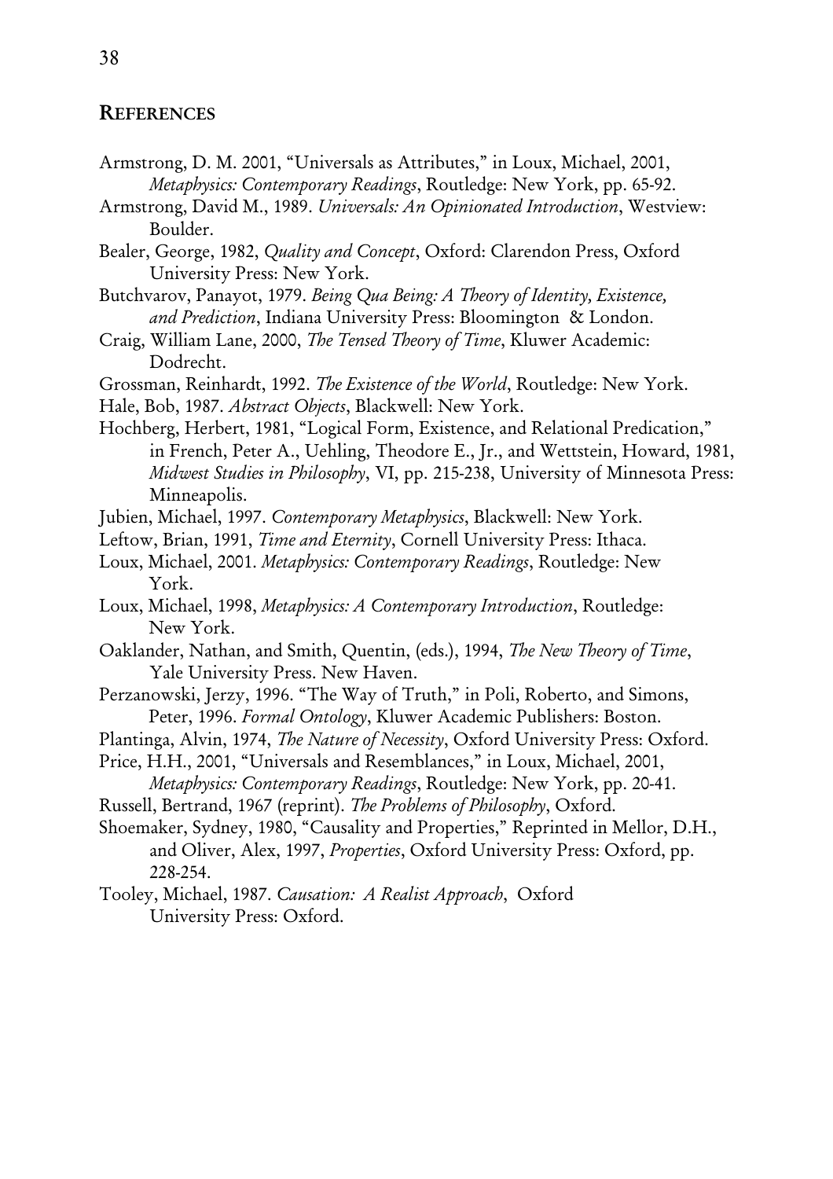## REFERENCES

Armstrong, D. M. 2001, "Universals as Attributes," in Loux, Michael, 2001, *Metaphysics: Contemporary Readings*, Routledge: New York, pp. 65-92.

Armstrong, David M., 1989. *Universals: An Opinionated Introduction*, Westview: Boulder.

Bealer, George, 1982, *Quality and Concept*, Oxford: Clarendon Press, Oxford University Press: New York.

Butchvarov, Panayot, 1979. *Being Qua Being: A Theory of Identity, Existence, and Prediction*, Indiana University Press: Bloomington & London.

Craig, William Lane, 2000, *The Tensed Theory of Time*, Kluwer Academic: Dodrecht.

Grossman, Reinhardt, 1992. *The Existence of the World*, Routledge: New York.

Hale, Bob, 1987. *Abstract Objects*, Blackwell: New York.

Hochberg, Herbert, 1981, "Logical Form, Existence, and Relational Predication," in French, Peter A., Uehling, Theodore E., Jr., and Wettstein, Howard, 1981, *Midwest Studies in Philosophy*, VI, pp. 215-238, University of Minnesota Press: Minneapolis.

Jubien, Michael, 1997. *Contemporary Metaphysics*, Blackwell: New York.

Leftow, Brian, 1991, *Time and Eternity*, Cornell University Press: Ithaca.

Loux, Michael, 2001. *Metaphysics: Contemporary Readings*, Routledge: New York.

Loux, Michael, 1998, *Metaphysics: A Contemporary Introduction*, Routledge: New York.

Oaklander, Nathan, and Smith, Quentin, (eds.), 1994, *The New Theory of Time*, Yale University Press. New Haven.

Perzanowski, Jerzy, 1996. "The Way of Truth," in Poli, Roberto, and Simons, Peter, 1996. *Formal Ontology*, Kluwer Academic Publishers: Boston.

Plantinga, Alvin, 1974, *The Nature of Necessity*, Oxford University Press: Oxford.

Price, H.H., 2001, "Universals and Resemblances," in Loux, Michael, 2001, *Metaphysics: Contemporary Readings*, Routledge: New York, pp. 20-41.

Russell, Bertrand, 1967 (reprint). *The Problems of Philosophy*, Oxford.

Shoemaker, Sydney, 1980, "Causality and Properties," Reprinted in Mellor, D.H., and Oliver, Alex, 1997, *Properties*, Oxford University Press: Oxford, pp. 228-254.

Tooley, Michael, 1987. *Causation: A Realist Approach*, Oxford University Press: Oxford.